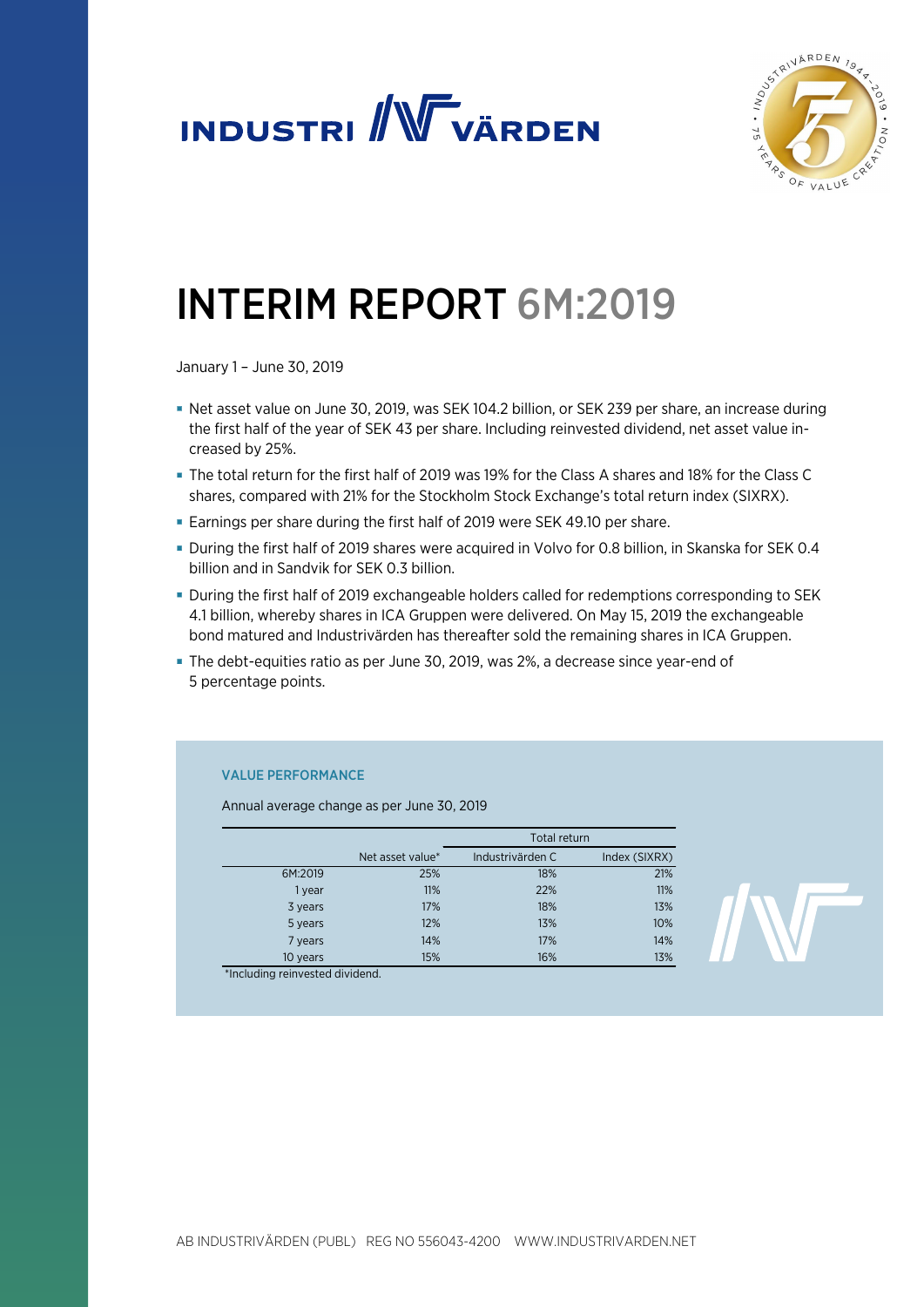# INTERIM REPORT 6M:2019

January 1 – June 30, 2019

- Net asset value on June 30, 2019, was SEK 104.2 billion, or SEK 239 per share, an increase during the first half of the year of SEK 43 per share. Including reinvested dividend, net asset value increased by 25%.
- The total return for the first half of 2019 was 19% for the Class A shares and 18% for the Class C shares, compared with 21% for the Stockholm Stock Exchange's total return index (SIXRX).
- Earnings per share during the first half of 2019 were SEK 49.10 per share.
- During the first half of 2019 shares were acquired in Volvo for 0.8 billion, in Skanska for SEK 0.4 billion and in Sandvik for SEK 0.3 billion.
- During the first half of 2019 exchangeable holders called for redemptions corresponding to SEK 4.1 billion, whereby shares in ICA Gruppen were delivered. On May 15, 2019 the exchangeable bond matured and Industrivärden has thereafter sold the remaining shares in ICA Gruppen.
- The debt-equities ratio as per June 30, 2019, was 2%, a decrease since year-end of 5 percentage points.

### VALUE PERFORMANCE

Annual average change as per June 30, 2019

| | | Total return | |
|---|---|---|---|
| | Net asset value* | Industrivärden C | Index (SIXRX) |
| 6M:2019 | 25% | 18% | 21% |
| 1 year | 11% | 22% | 11% |
| 3 years | 17% | 18% | 13% |
| 5 years | 12% | 13% | 10% |
| 7 years | 14% | 17% | 14% |
| 10 years | 15% | 16% | 13% |

*Including reinvested dividend.

AB INDUSTRIVÄRDEN (PUBL) REG NO 556043-4200 WWW.INDUSTRIVARDEN.NET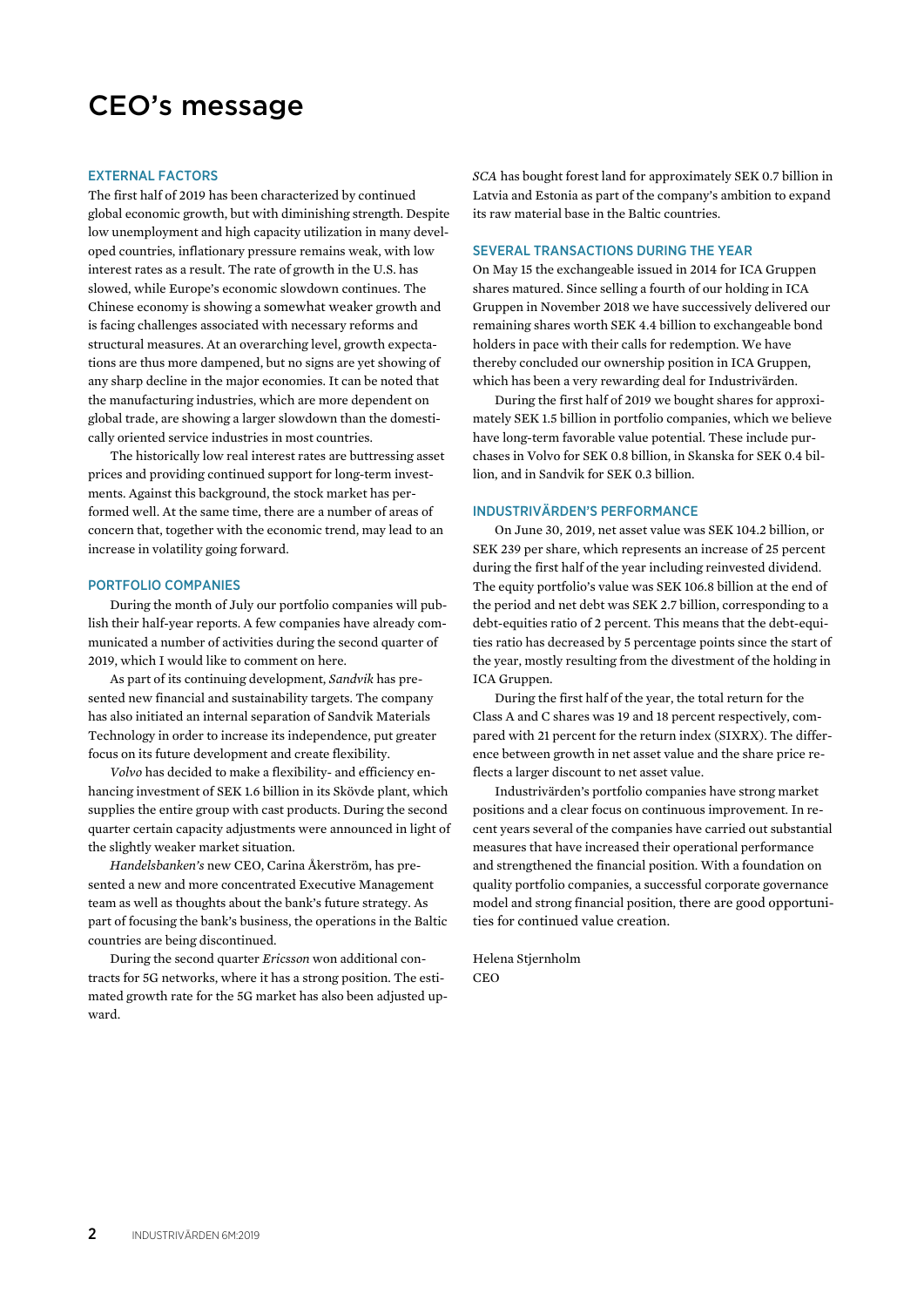# CEO's message

## EXTERNAL FACTORS

The first half of 2019 has been characterized by continued global economic growth, but with diminishing strength. Despite low unemployment and high capacity utilization in many developed countries, inflationary pressure remains weak, with low interest rates as a result. The rate of growth in the U.S. has slowed, while Europe's economic slowdown continues. The Chinese economy is showing a somewhat weaker growth and is facing challenges associated with necessary reforms and structural measures. At an overarching level, growth expectations are thus more dampened, but no signs are yet showing of any sharp decline in the major economies. It can be noted that the manufacturing industries, which are more dependent on global trade, are showing a larger slowdown than the domestically oriented service industries in most countries.

The historically low real interest rates are buttressing asset prices and providing continued support for long-term investments. Against this background, the stock market has performed well. At the same time, there are a number of areas of concern that, together with the economic trend, may lead to an increase in volatility going forward.

## PORTFOLIO COMPANIES

During the month of July our portfolio companies will publish their half-year reports. A few companies have already communicated a number of activities during the second quarter of 2019, which I would like to comment on here.

As part of its continuing development, *Sandvik* has presented new financial and sustainability targets. The company has also initiated an internal separation of Sandvik Materials Technology in order to increase its independence, put greater focus on its future development and create flexibility.

*Volvo* has decided to make a flexibility- and efficiency enhancing investment of SEK 1.6 billion in its Skövde plant, which supplies the entire group with cast products. During the second quarter certain capacity adjustments were announced in light of the slightly weaker market situation.

*Handelsbanken's* new CEO, Carina Åkerström, has presented a new and more concentrated Executive Management team as well as thoughts about the bank's future strategy. As part of focusing the bank's business, the operations in the Baltic countries are being discontinued.

During the second quarter *Ericsson* won additional contracts for 5G networks, where it has a strong position. The estimated growth rate for the 5G market has also been adjusted upward.

*SCA* has bought forest land for approximately SEK 0.7 billion in Latvia and Estonia as part of the company's ambition to expand its raw material base in the Baltic countries.

## SEVERAL TRANSACTIONS DURING THE YEAR

On May 15 the exchangeable issued in 2014 for ICA Gruppen shares matured. Since selling a fourth of our holding in ICA Gruppen in November 2018 we have successively delivered our remaining shares worth SEK 4.4 billion to exchangeable bond holders in pace with their calls for redemption. We have thereby concluded our ownership position in ICA Gruppen, which has been a very rewarding deal for Industrivärden.

During the first half of 2019 we bought shares for approximately SEK 1.5 billion in portfolio companies, which we believe have long-term favorable value potential. These include purchases in Volvo for SEK 0.8 billion, in Skanska for SEK 0.4 billion, and in Sandvik for SEK 0.3 billion.

## INDUSTRIVÄRDEN'S PERFORMANCE

On June 30, 2019, net asset value was SEK 104.2 billion, or SEK 239 per share, which represents an increase of 25 percent during the first half of the year including reinvested dividend. The equity portfolio's value was SEK 106.8 billion at the end of the period and net debt was SEK 2.7 billion, corresponding to a debt-equities ratio of 2 percent. This means that the debt-equities ratio has decreased by 5 percentage points since the start of the year, mostly resulting from the divestment of the holding in ICA Gruppen.

During the first half of the year, the total return for the Class A and C shares was 19 and 18 percent respectively, compared with 21 percent for the return index (SIXRX). The difference between growth in net asset value and the share price reflects a larger discount to net asset value.

Industrivärden's portfolio companies have strong market positions and a clear focus on continuous improvement. In recent years several of the companies have carried out substantial measures that have increased their operational performance and strengthened the financial position. With a foundation on quality portfolio companies, a successful corporate governance model and strong financial position, there are good opportunities for continued value creation.

Helena Stjernholm
CEO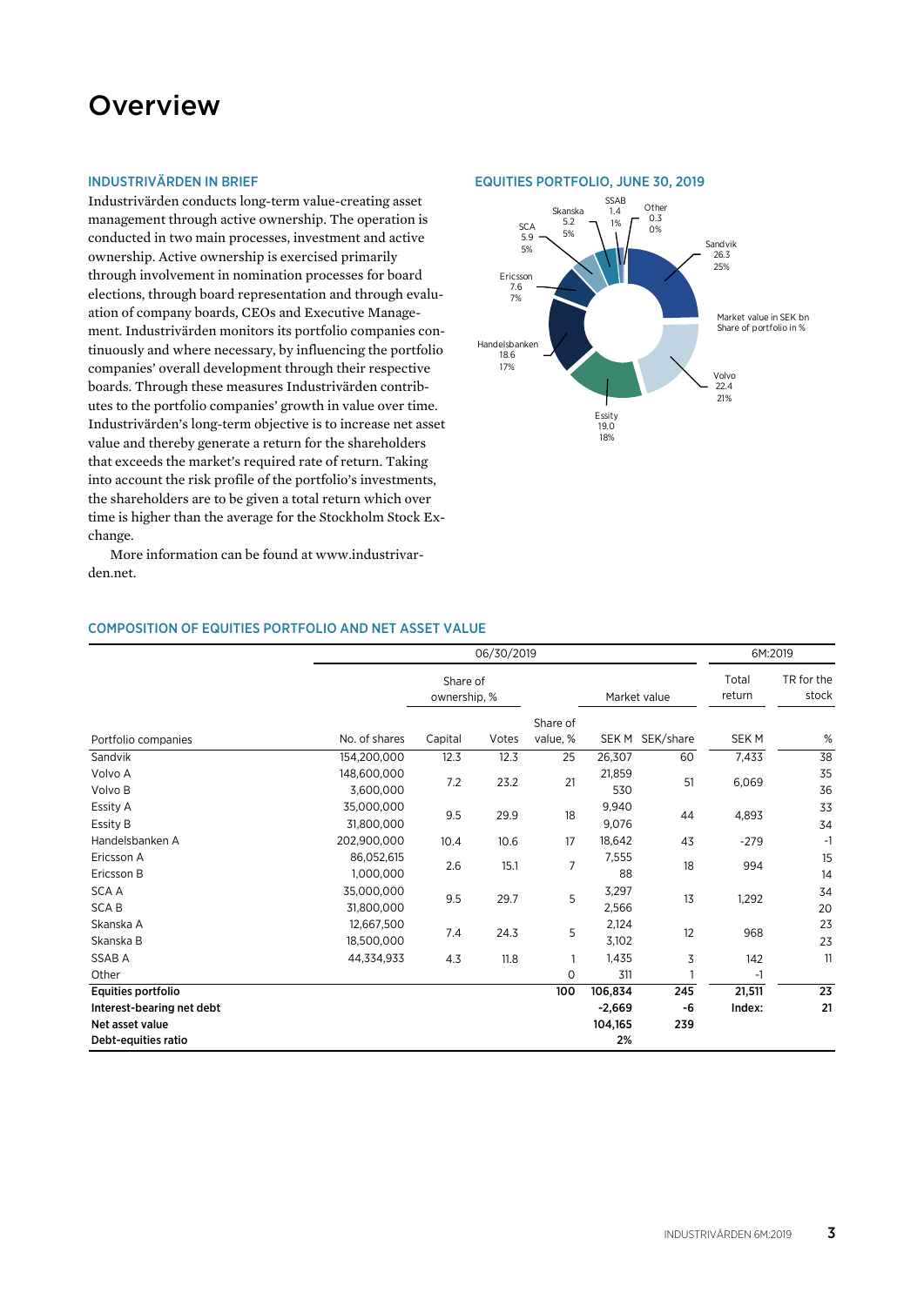# Overview

## INDUSTRIVÄRDEN IN BRIEF

Industrivärden conducts long-term value-creating asset management through active ownership. The operation is conducted in two main processes, investment and active ownership. Active ownership is exercised primarily through involvement in nomination processes for board elections, through board representation and through evaluation of company boards, CEOs and Executive Management. Industrivärden monitors its portfolio companies continuously and where necessary, by influencing the portfolio companies' overall development through their respective boards. Through these measures Industrivärden contributes to the portfolio companies' growth in value over time. Industrivärden's long-term objective is to increase net asset value and thereby generate a return for the shareholders that exceeds the market's required rate of return. Taking into account the risk profile of the portfolio's investments, the shareholders are to be given a total return which over time is higher than the average for the Stockholm Stock Exchange.

More information can be found at www.industrivarden.net.

## EQUITIES PORTFOLIO, JUNE 30, 2019

Market value in SEK bn
Share of portfolio in %

| Company | SEK bn | % |
|---|---|---|
| Sandvik | 26.3 | 25% |
| Volvo | 22.4 | 21% |
| Essity | 19.0 | 18% |
| Handelsbanken | 18.6 | 17% |
| Ericsson | 7.6 | 7% |
| SCA | 5.9 | 5% |
| Skanska | 5.2 | 5% |
| SSAB | 1.4 | 1% |
| Other | 0.3 | 0% |

## COMPOSITION OF EQUITIES PORTFOLIO AND NET ASSET VALUE

| | 06/30/2019 | | | | | | 6M:2019 | |
|---|---|---|---|---|---|---|---|---|
| | | Share of ownership, % | | | Market value | | Total return | TR for the stock |
| Portfolio companies | No. of shares | Capital | Votes | Share of value, % | SEK M | SEK/share | SEK M | % |
| Sandvik | 154,200,000 | 12.3 | 12.3 | 25 | 26,307 | 60 | 7,433 | 38 |
| Volvo A | 148,600,000 | 7.2 | 23.2 | 21 | 21,859 | 51 | 6,069 | 35 |
| Volvo B | 3,600,000 | | | | 530 | | | 36 |
| Essity A | 35,000,000 | 9.5 | 29.9 | 18 | 9,940 | 44 | 4,893 | 33 |
| Essity B | 31,800,000 | | | | 9,076 | | | 34 |
| Handelsbanken A | 202,900,000 | 10.4 | 10.6 | 17 | 18,642 | 43 | -279 | -1 |
| Ericsson A | 86,052,615 | 2.6 | 15.1 | 7 | 7,555 | 18 | 994 | 15 |
| Ericsson B | 1,000,000 | | | | 88 | | | 14 |
| SCA A | 35,000,000 | 9.5 | 29.7 | 5 | 3,297 | 13 | 1,292 | 34 |
| SCA B | 31,800,000 | | | | 2,566 | | | 20 |
| Skanska A | 12,667,500 | 7.4 | 24.3 | 5 | 2,124 | 12 | 968 | 23 |
| Skanska B | 18,500,000 | | | | 3,102 | | | 23 |
| SSAB A | 44,334,933 | 4.3 | 11.8 | 1 | 1,435 | 3 | 142 | 11 |
| Other | | | | 0 | 311 | 1 | -1 | |
| **Equities portfolio** | | | | **100** | **106,834** | **245** | **21,511** | **23** |
| **Interest-bearing net debt** | | | | | **-2,669** | **-6** | **Index:** | **21** |
| **Net asset value** | | | | | **104,165** | **239** | | |
| **Debt-equities ratio** | | | | | **2%** | | | |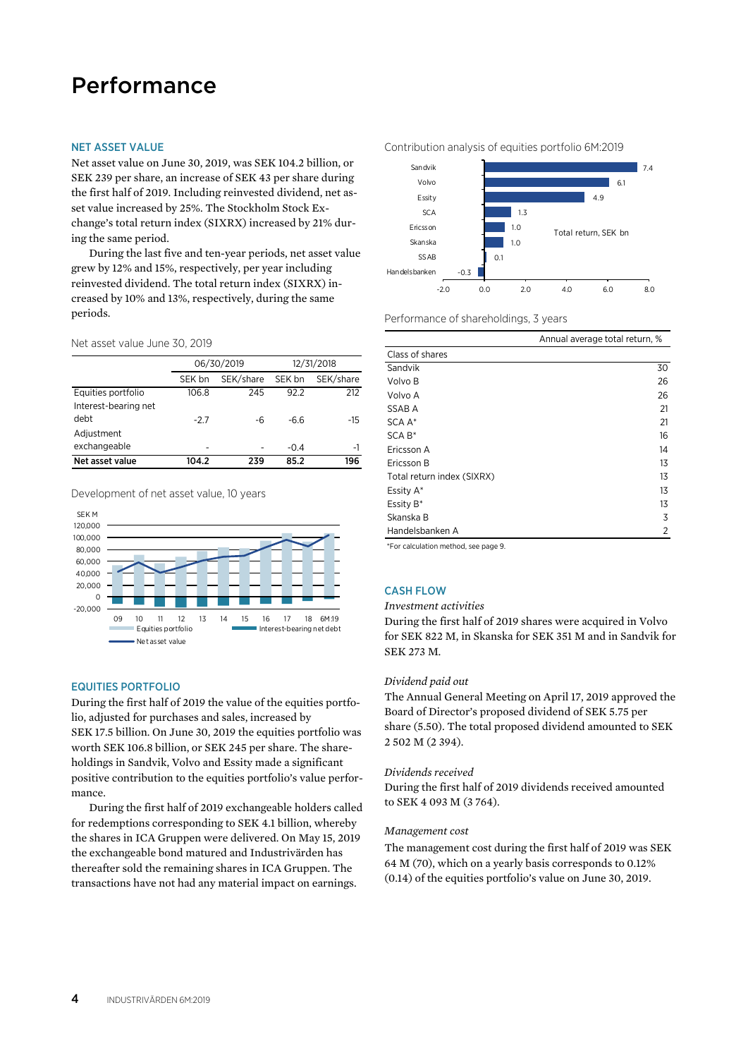# Performance

## NET ASSET VALUE

Net asset value on June 30, 2019, was SEK 104.2 billion, or SEK 239 per share, an increase of SEK 43 per share during the first half of 2019. Including reinvested dividend, net asset value increased by 25%. The Stockholm Stock Exchange's total return index (SIXRX) increased by 21% during the same period.

During the last five and ten-year periods, net asset value grew by 12% and 15%, respectively, per year including reinvested dividend. The total return index (SIXRX) increased by 10% and 13%, respectively, during the same periods.

Net asset value June 30, 2019

| | 06/30/2019 | | 12/31/2018 | |
|---|---|---|---|---|
| | SEK bn | SEK/share | SEK bn | SEK/share |
| Equities portfolio | 106.8 | 245 | 92.2 | 212 |
| Interest-bearing net debt | -2.7 | -6 | -6.6 | -15 |
| Adjustment exchangeable | - | - | -0.4 | -1 |
| **Net asset value** | **104.2** | **239** | **85.2** | **196** |

Development of net asset value, 10 years

## EQUITIES PORTFOLIO

During the first half of 2019 the value of the equities portfolio, adjusted for purchases and sales, increased by SEK 17.5 billion. On June 30, 2019 the equities portfolio was worth SEK 106.8 billion, or SEK 245 per share. The shareholdings in Sandvik, Volvo and Essity made a significant positive contribution to the equities portfolio's value performance.

During the first half of 2019 exchangeable holders called for redemptions corresponding to SEK 4.1 billion, whereby the shares in ICA Gruppen were delivered. On May 15, 2019 the exchangeable bond matured and Industrivärden has thereafter sold the remaining shares in ICA Gruppen. The transactions have not had any material impact on earnings.

Contribution analysis of equities portfolio 6M:2019

| | Total return, SEK bn |
|---|---|
| Sandvik | 7.4 |
| Volvo | 6.1 |
| Essity | 4.9 |
| SCA | 1.3 |
| Ericsson | 1.0 |
| Skanska | 1.0 |
| SSAB | 0.1 |
| Handelsbanken | -0.3 |

Performance of shareholdings, 3 years

| Class of shares | Annual average total return, % |
|---|---|
| Sandvik | 30 |
| Volvo B | 26 |
| Volvo A | 26 |
| SSAB A | 21 |
| SCA A* | 21 |
| SCA B* | 16 |
| Ericsson A | 14 |
| Ericsson B | 13 |
| Total return index (SIXRX) | 13 |
| Essity A* | 13 |
| Essity B* | 13 |
| Skanska B | 3 |
| Handelsbanken A | 2 |

*For calculation method, see page 9.

## CASH FLOW

*Investment activities*

During the first half of 2019 shares were acquired in Volvo for SEK 822 M, in Skanska for SEK 351 M and in Sandvik for SEK 273 M.

*Dividend paid out*

The Annual General Meeting on April 17, 2019 approved the Board of Director's proposed dividend of SEK 5.75 per share (5.50). The total proposed dividend amounted to SEK 2 502 M (2 394).

*Dividends received*

During the first half of 2019 dividends received amounted to SEK 4 093 M (3 764).

*Management cost*

The management cost during the first half of 2019 was SEK 64 M (70), which on a yearly basis corresponds to 0.12% (0.14) of the equities portfolio's value on June 30, 2019.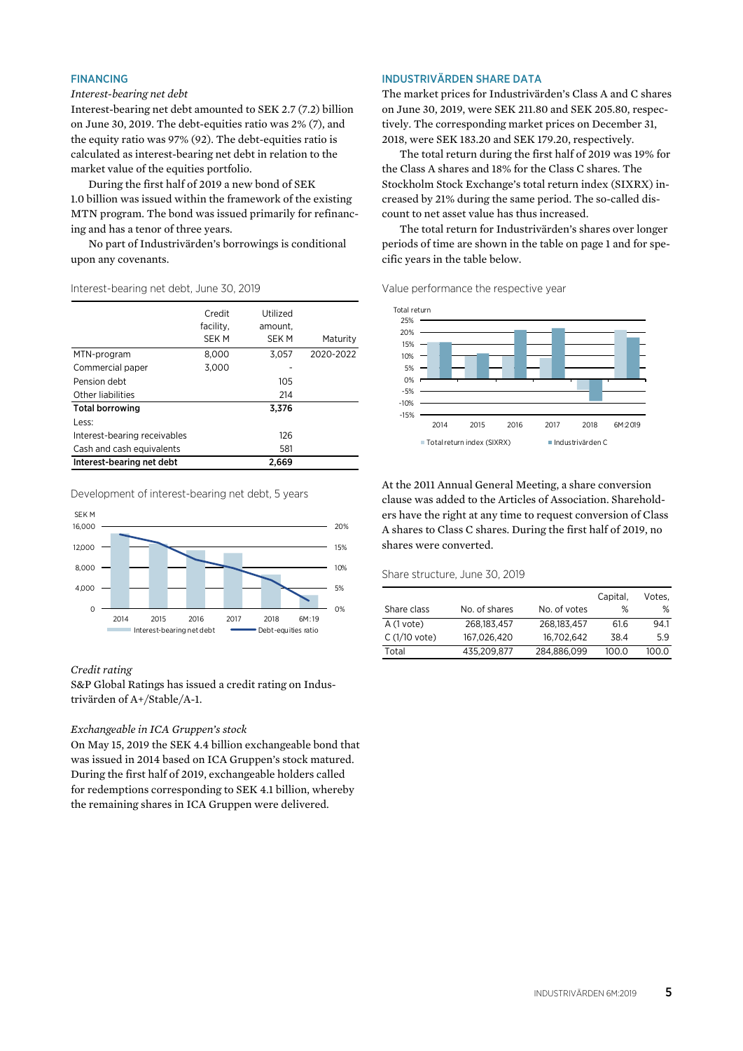## FINANCING

*Interest-bearing net debt*

Interest-bearing net debt amounted to SEK 2.7 (7.2) billion on June 30, 2019. The debt-equities ratio was 2% (7), and the equity ratio was 97% (92). The debt-equities ratio is calculated as interest-bearing net debt in relation to the market value of the equities portfolio.

During the first half of 2019 a new bond of SEK 1.0 billion was issued within the framework of the existing MTN program. The bond was issued primarily for refinancing and has a tenor of three years.

No part of Industrivärden's borrowings is conditional upon any covenants.

Interest-bearing net debt, June 30, 2019

| | Credit facility, SEK M | Utilized amount, SEK M | Maturity |
|---|---|---|---|
| MTN-program | 8,000 | 3,057 | 2020-2022 |
| Commercial paper | 3,000 | - | |
| Pension debt | | 105 | |
| Other liabilities | | 214 | |
| **Total borrowing** | | **3,376** | |
| Less: | | | |
| Interest-bearing receivables | | 126 | |
| Cash and cash equivalents | | 581 | |
| **Interest-bearing net debt** | | **2,669** | |

Development of interest-bearing net debt, 5 years

*Credit rating*

S&P Global Ratings has issued a credit rating on Industrivärden of A+/Stable/A-1.

*Exchangeable in ICA Gruppen's stock*

On May 15, 2019 the SEK 4.4 billion exchangeable bond that was issued in 2014 based on ICA Gruppen's stock matured. During the first half of 2019, exchangeable holders called for redemptions corresponding to SEK 4.1 billion, whereby the remaining shares in ICA Gruppen were delivered.

## INDUSTRIVÄRDEN SHARE DATA

The market prices for Industrivärden's Class A and C shares on June 30, 2019, were SEK 211.80 and SEK 205.80, respectively. The corresponding market prices on December 31, 2018, were SEK 183.20 and SEK 179.20, respectively.

The total return during the first half of 2019 was 19% for the Class A shares and 18% for the Class C shares. The Stockholm Stock Exchange's total return index (SIXRX) increased by 21% during the same period. The so-called discount to net asset value has thus increased.

The total return for Industrivärden's shares over longer periods of time are shown in the table on page 1 and for specific years in the table below.

Value performance the respective year

At the 2011 Annual General Meeting, a share conversion clause was added to the Articles of Association. Shareholders have the right at any time to request conversion of Class A shares to Class C shares. During the first half of 2019, no shares were converted.

Share structure, June 30, 2019

| Share class | No. of shares | No. of votes | Capital, % | Votes, % |
|---|---|---|---|---|
| A (1 vote) | 268,183,457 | 268,183,457 | 61.6 | 94.1 |
| C (1/10 vote) | 167,026,420 | 16,702,642 | 38.4 | 5.9 |
| Total | 435,209,877 | 284,886,099 | 100.0 | 100.0 |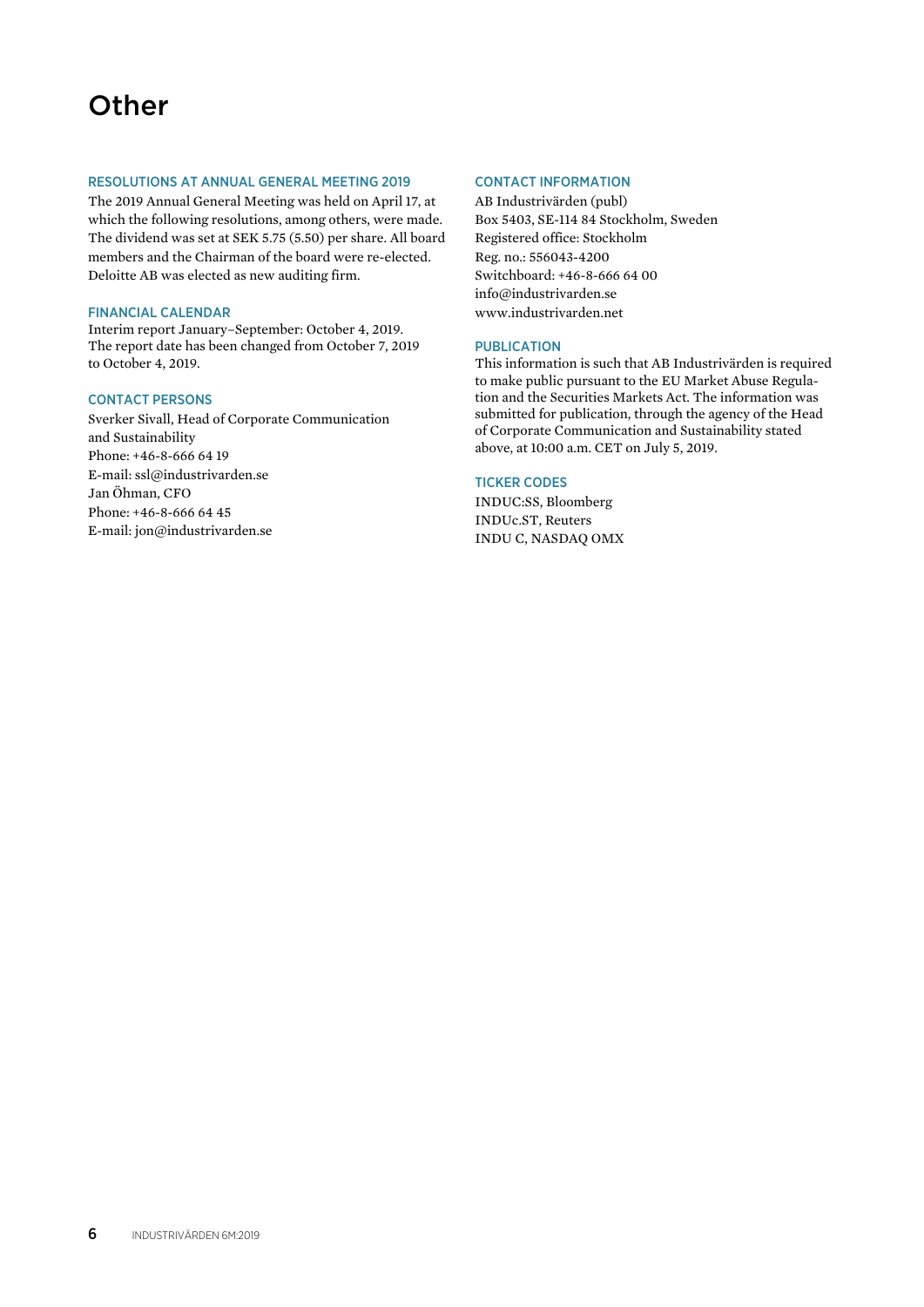# Other

## RESOLUTIONS AT ANNUAL GENERAL MEETING 2019

The 2019 Annual General Meeting was held on April 17, at which the following resolutions, among others, were made. The dividend was set at SEK 5.75 (5.50) per share. All board members and the Chairman of the board were re-elected. Deloitte AB was elected as new auditing firm.

## FINANCIAL CALENDAR

Interim report January–September: October 4, 2019.
The report date has been changed from October 7, 2019 to October 4, 2019.

## CONTACT PERSONS

Sverker Sivall, Head of Corporate Communication and Sustainability
Phone: +46-8-666 64 19
E-mail: ssl@industrivarden.se
Jan Öhman, CFO
Phone: +46-8-666 64 45
E-mail: jon@industrivarden.se

## CONTACT INFORMATION

AB Industrivärden (publ)
Box 5403, SE-114 84 Stockholm, Sweden
Registered office: Stockholm
Reg. no.: 556043-4200
Switchboard: +46-8-666 64 00
info@industrivarden.se
www.industrivarden.net

## PUBLICATION

This information is such that AB Industrivärden is required to make public pursuant to the EU Market Abuse Regulation and the Securities Markets Act. The information was submitted for publication, through the agency of the Head of Corporate Communication and Sustainability stated above, at 10:00 a.m. CET on July 5, 2019.

## TICKER CODES

INDUC:SS, Bloomberg
INDUc.ST, Reuters
INDU C, NASDAQ OMX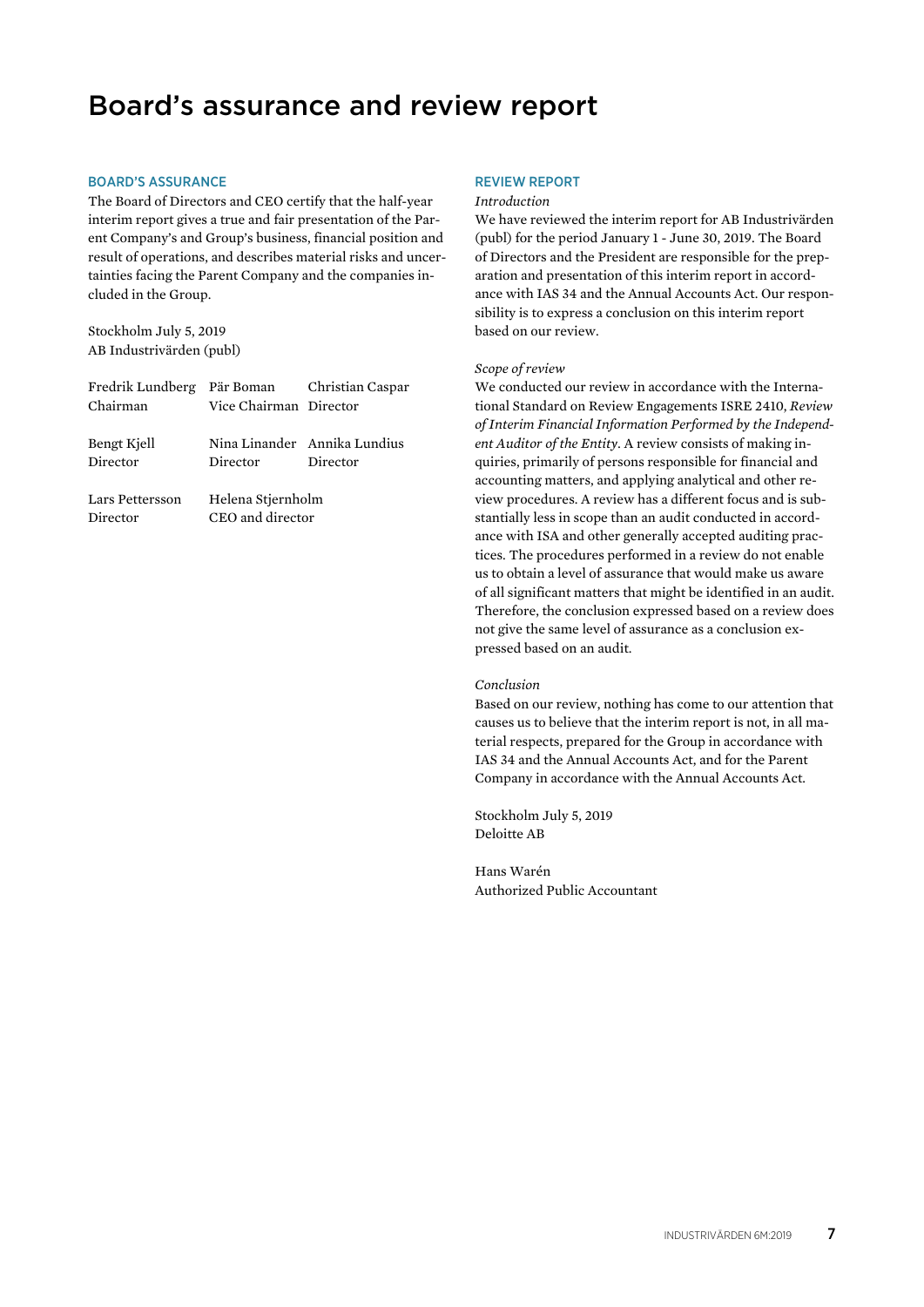# Board's assurance and review report

## BOARD'S ASSURANCE

The Board of Directors and CEO certify that the half-year interim report gives a true and fair presentation of the Parent Company's and Group's business, financial position and result of operations, and describes material risks and uncertainties facing the Parent Company and the companies included in the Group.

Stockholm July 5, 2019
AB Industrivärden (publ)

| | | |
|---|---|---|
| Fredrik Lundberg<br>Chairman | Pär Boman<br>Vice Chairman | Christian Caspar<br>Director |
| Bengt Kjell<br>Director | Nina Linander<br>Director | Annika Lundius<br>Director |
| Lars Pettersson<br>Director | Helena Stjernholm<br>CEO and director | |

## REVIEW REPORT

*Introduction*

We have reviewed the interim report for AB Industrivärden (publ) for the period January 1 - June 30, 2019. The Board of Directors and the President are responsible for the preparation and presentation of this interim report in accordance with IAS 34 and the Annual Accounts Act. Our responsibility is to express a conclusion on this interim report based on our review.

*Scope of review*

We conducted our review in accordance with the International Standard on Review Engagements ISRE 2410, *Review of Interim Financial Information Performed by the Independent Auditor of the Entity*. A review consists of making inquiries, primarily of persons responsible for financial and accounting matters, and applying analytical and other review procedures. A review has a different focus and is substantially less in scope than an audit conducted in accordance with ISA and other generally accepted auditing practices. The procedures performed in a review do not enable us to obtain a level of assurance that would make us aware of all significant matters that might be identified in an audit. Therefore, the conclusion expressed based on a review does not give the same level of assurance as a conclusion expressed based on an audit.

*Conclusion*

Based on our review, nothing has come to our attention that causes us to believe that the interim report is not, in all material respects, prepared for the Group in accordance with IAS 34 and the Annual Accounts Act, and for the Parent Company in accordance with the Annual Accounts Act.

Stockholm July 5, 2019
Deloitte AB

Hans Warén
Authorized Public Accountant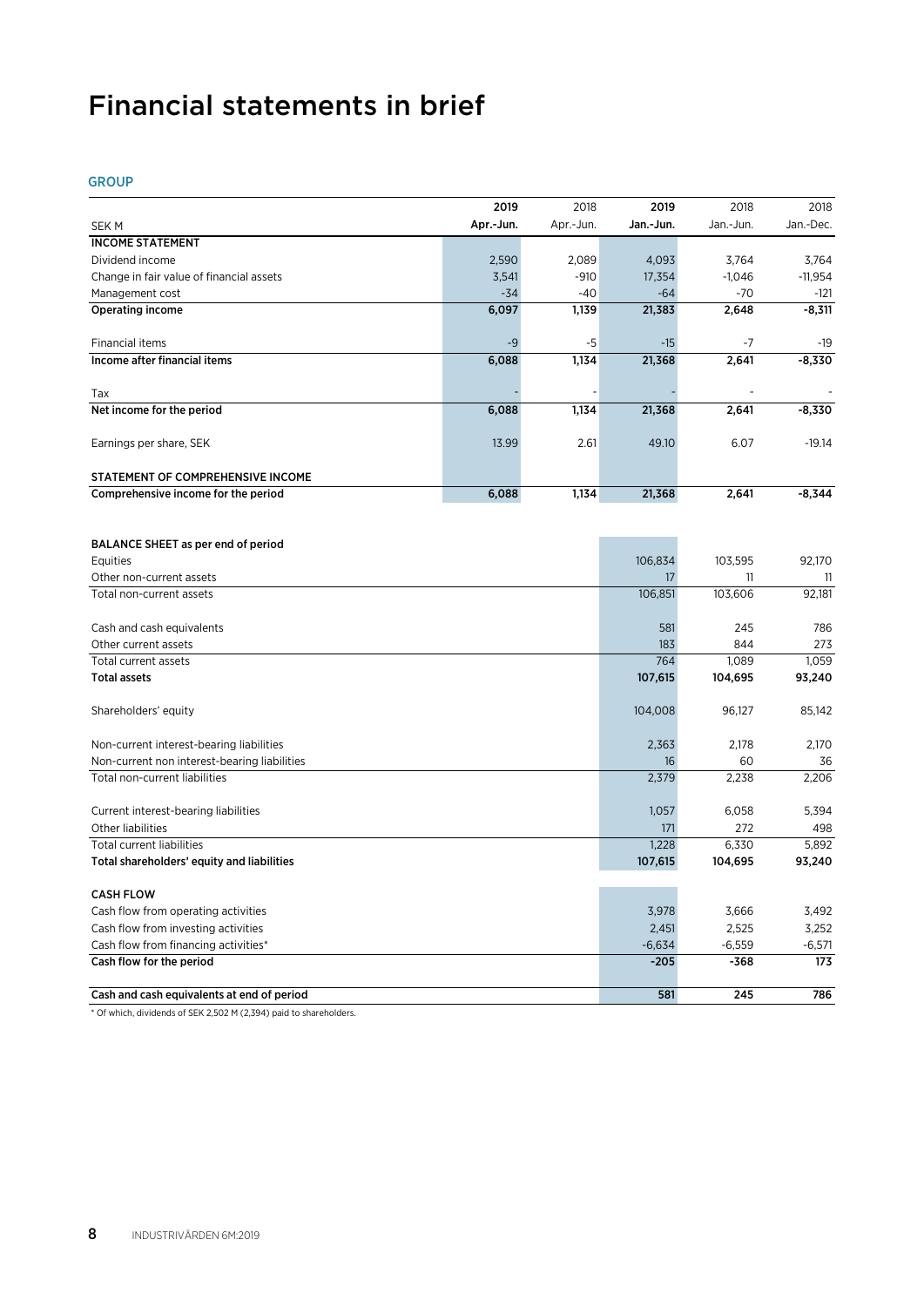# Financial statements in brief

## GROUP

| SEK M | 2019 Apr.-Jun. | 2018 Apr.-Jun. | 2019 Jan.-Jun. | 2018 Jan.-Jun. | 2018 Jan.-Dec. |
|---|---|---|---|---|---|
| **INCOME STATEMENT** | | | | | |
| Dividend income | 2,590 | 2,089 | 4,093 | 3,764 | 3,764 |
| Change in fair value of financial assets | 3,541 | -910 | 17,354 | -1,046 | -11,954 |
| Management cost | -34 | -40 | -64 | -70 | -121 |
| **Operating income** | **6,097** | **1,139** | **21,383** | **2,648** | **-8,311** |
| Financial items | -9 | -5 | -15 | -7 | -19 |
| **Income after financial items** | **6,088** | **1,134** | **21,368** | **2,641** | **-8,330** |
| Tax | - | - | - | - | - |
| **Net income for the period** | **6,088** | **1,134** | **21,368** | **2,641** | **-8,330** |
| Earnings per share, SEK | 13.99 | 2.61 | 49.10 | 6.07 | -19.14 |
| **STATEMENT OF COMPREHENSIVE INCOME** | | | | | |
| **Comprehensive income for the period** | **6,088** | **1,134** | **21,368** | **2,641** | **-8,344** |

| SEK M | 2019 Jan.-Jun. | 2018 Jan.-Jun. | 2018 Jan.-Dec. |
|---|---|---|---|
| **BALANCE SHEET as per end of period** | | | |
| Equities | 106,834 | 103,595 | 92,170 |
| Other non-current assets | 17 | 11 | 11 |
| Total non-current assets | 106,851 | 103,606 | 92,181 |
| Cash and cash equivalents | 581 | 245 | 786 |
| Other current assets | 183 | 844 | 273 |
| Total current assets | 764 | 1,089 | 1,059 |
| **Total assets** | **107,615** | **104,695** | **93,240** |
| Shareholders' equity | 104,008 | 96,127 | 85,142 |
| Non-current interest-bearing liabilities | 2,363 | 2,178 | 2,170 |
| Non-current non interest-bearing liabilities | 16 | 60 | 36 |
| Total non-current liabilities | 2,379 | 2,238 | 2,206 |
| Current interest-bearing liabilities | 1,057 | 6,058 | 5,394 |
| Other liabilities | 171 | 272 | 498 |
| Total current liabilities | 1,228 | 6,330 | 5,892 |
| **Total shareholders' equity and liabilities** | **107,615** | **104,695** | **93,240** |
| **CASH FLOW** | | | |
| Cash flow from operating activities | 3,978 | 3,666 | 3,492 |
| Cash flow from investing activities | 2,451 | 2,525 | 3,252 |
| Cash flow from financing activities* | -6,634 | -6,559 | -6,571 |
| **Cash flow for the period** | **-205** | **-368** | **173** |
| **Cash and cash equivalents at end of period** | **581** | **245** | **786** |

* Of which, dividends of SEK 2,502 M (2,394) paid to shareholders.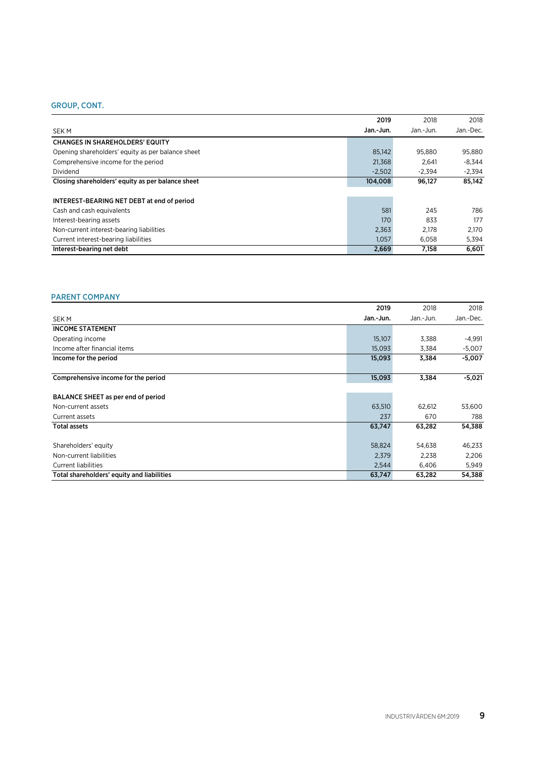## GROUP, CONT.

| SEK M | 2019 Jan.-Jun. | 2018 Jan.-Jun. | 2018 Jan.-Dec. |
|---|---|---|---|
| **CHANGES IN SHAREHOLDERS' EQUITY** | | | |
| Opening shareholders' equity as per balance sheet | 85,142 | 95,880 | 95,880 |
| Comprehensive income for the period | 21,368 | 2,641 | -8,344 |
| Dividend | -2,502 | -2,394 | -2,394 |
| **Closing shareholders' equity as per balance sheet** | **104,008** | **96,127** | **85,142** |
| | | | |
| **INTEREST-BEARING NET DEBT at end of period** | | | |
| Cash and cash equivalents | 581 | 245 | 786 |
| Interest-bearing assets | 170 | 833 | 177 |
| Non-current interest-bearing liabilities | 2,363 | 2,178 | 2,170 |
| Current interest-bearing liabilities | 1,057 | 6,058 | 5,394 |
| **Interest-bearing net debt** | **2,669** | **7,158** | **6,601** |

## PARENT COMPANY

| SEK M | 2019 Jan.-Jun. | 2018 Jan.-Jun. | 2018 Jan.-Dec. |
|---|---|---|---|
| **INCOME STATEMENT** | | | |
| Operating income | 15,107 | 3,388 | -4,991 |
| Income after financial items | 15,093 | 3,384 | -5,007 |
| **Income for the period** | **15,093** | **3,384** | **-5,007** |
| | | | |
| **Comprehensive income for the period** | **15,093** | **3,384** | **-5,021** |
| | | | |
| **BALANCE SHEET as per end of period** | | | |
| Non-current assets | 63,510 | 62,612 | 53,600 |
| Current assets | 237 | 670 | 788 |
| **Total assets** | **63,747** | **63,282** | **54,388** |
| | | | |
| Shareholders' equity | 58,824 | 54,638 | 46,233 |
| Non-current liabilities | 2,379 | 2,238 | 2,206 |
| Current liabilities | 2,544 | 6,406 | 5,949 |
| **Total shareholders' equity and liabilities** | **63,747** | **63,282** | **54,388** |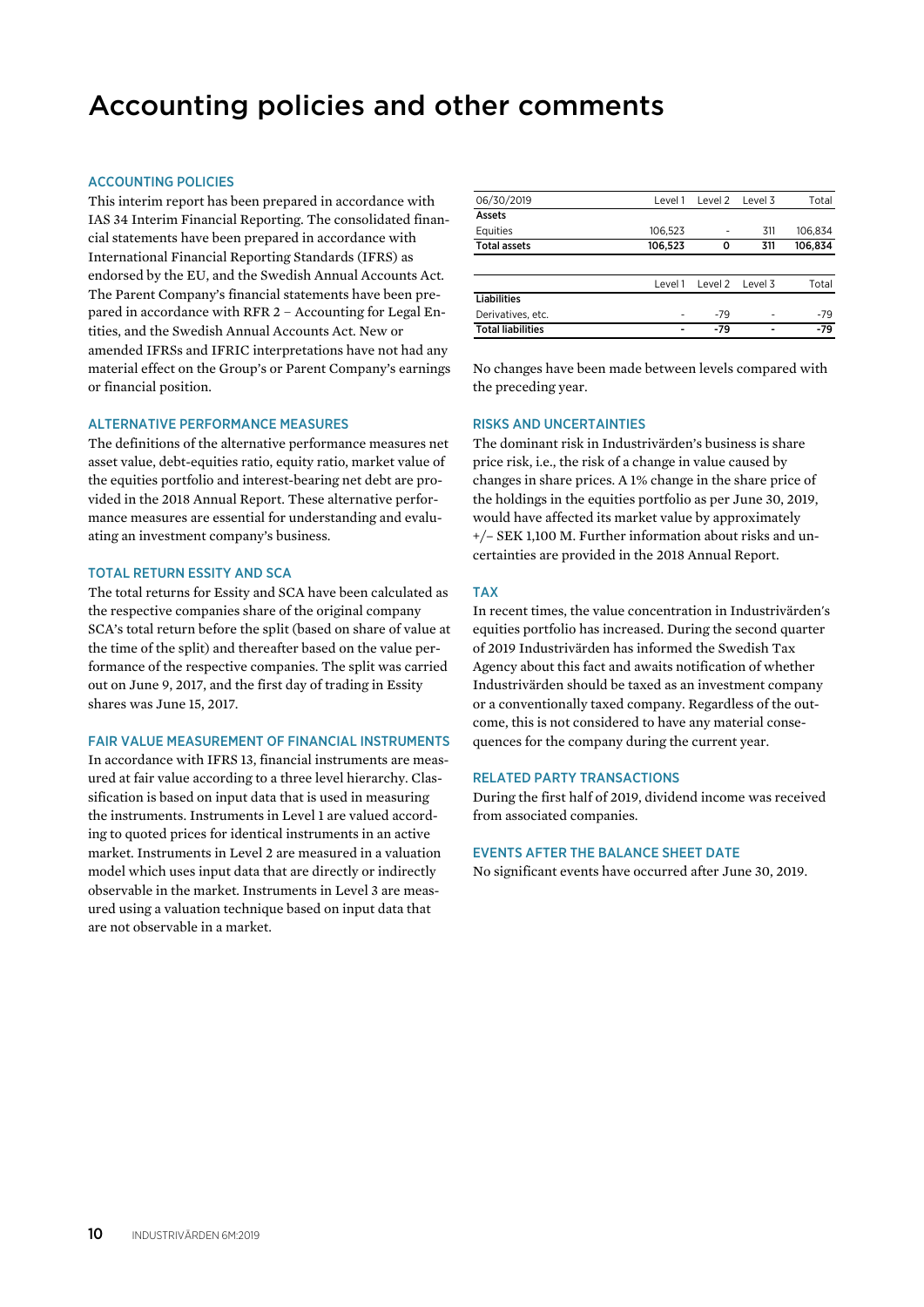# Accounting policies and other comments

## ACCOUNTING POLICIES

This interim report has been prepared in accordance with IAS 34 Interim Financial Reporting. The consolidated financial statements have been prepared in accordance with International Financial Reporting Standards (IFRS) as endorsed by the EU, and the Swedish Annual Accounts Act. The Parent Company's financial statements have been prepared in accordance with RFR 2 – Accounting for Legal Entities, and the Swedish Annual Accounts Act. New or amended IFRSs and IFRIC interpretations have not had any material effect on the Group's or Parent Company's earnings or financial position.

## ALTERNATIVE PERFORMANCE MEASURES

The definitions of the alternative performance measures net asset value, debt-equities ratio, equity ratio, market value of the equities portfolio and interest-bearing net debt are provided in the 2018 Annual Report. These alternative performance measures are essential for understanding and evaluating an investment company's business.

## TOTAL RETURN ESSITY AND SCA

The total returns for Essity and SCA have been calculated as the respective companies share of the original company SCA's total return before the split (based on share of value at the time of the split) and thereafter based on the value performance of the respective companies. The split was carried out on June 9, 2017, and the first day of trading in Essity shares was June 15, 2017.

## FAIR VALUE MEASUREMENT OF FINANCIAL INSTRUMENTS

In accordance with IFRS 13, financial instruments are measured at fair value according to a three level hierarchy. Classification is based on input data that is used in measuring the instruments. Instruments in Level 1 are valued according to quoted prices for identical instruments in an active market. Instruments in Level 2 are measured in a valuation model which uses input data that are directly or indirectly observable in the market. Instruments in Level 3 are measured using a valuation technique based on input data that are not observable in a market.

| 06/30/2019 | Level 1 | Level 2 | Level 3 | Total |
|---|---|---|---|---|
| **Assets** | | | | |
| Equities | 106,523 | - | 311 | 106,834 |
| **Total assets** | **106,523** | **0** | **311** | **106,834** |

| | Level 1 | Level 2 | Level 3 | Total |
|---|---|---|---|---|
| **Liabilities** | | | | |
| Derivatives, etc. | - | -79 | - | -79 |
| **Total liabilities** | **-** | **-79** | **-** | **-79** |

No changes have been made between levels compared with the preceding year.

## RISKS AND UNCERTAINTIES

The dominant risk in Industrivärden's business is share price risk, i.e., the risk of a change in value caused by changes in share prices. A 1% change in the share price of the holdings in the equities portfolio as per June 30, 2019, would have affected its market value by approximately +/– SEK 1,100 M. Further information about risks and uncertainties are provided in the 2018 Annual Report.

## TAX

In recent times, the value concentration in Industrivärden's equities portfolio has increased. During the second quarter of 2019 Industrivärden has informed the Swedish Tax Agency about this fact and awaits notification of whether Industrivärden should be taxed as an investment company or a conventionally taxed company. Regardless of the outcome, this is not considered to have any material consequences for the company during the current year.

## RELATED PARTY TRANSACTIONS

During the first half of 2019, dividend income was received from associated companies.

## EVENTS AFTER THE BALANCE SHEET DATE

No significant events have occurred after June 30, 2019.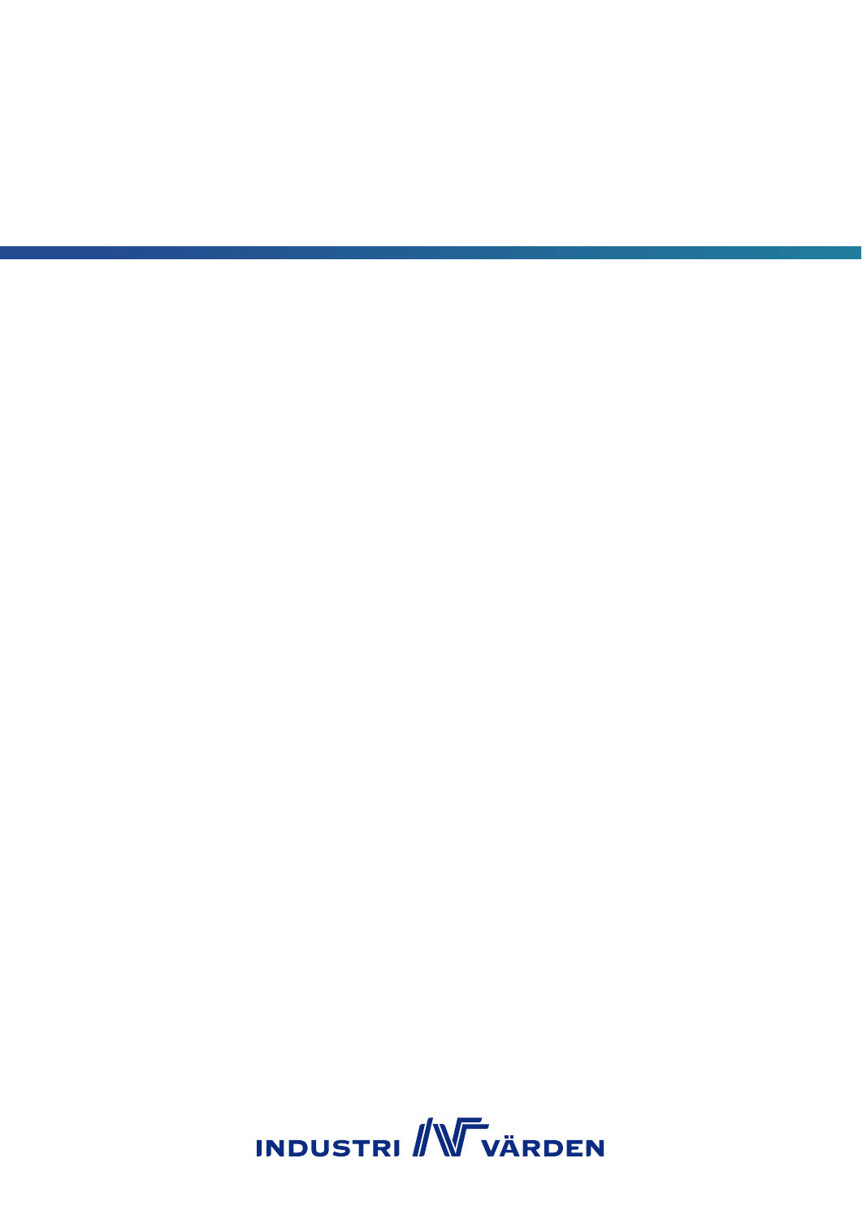INDUSTRI VÄRDEN